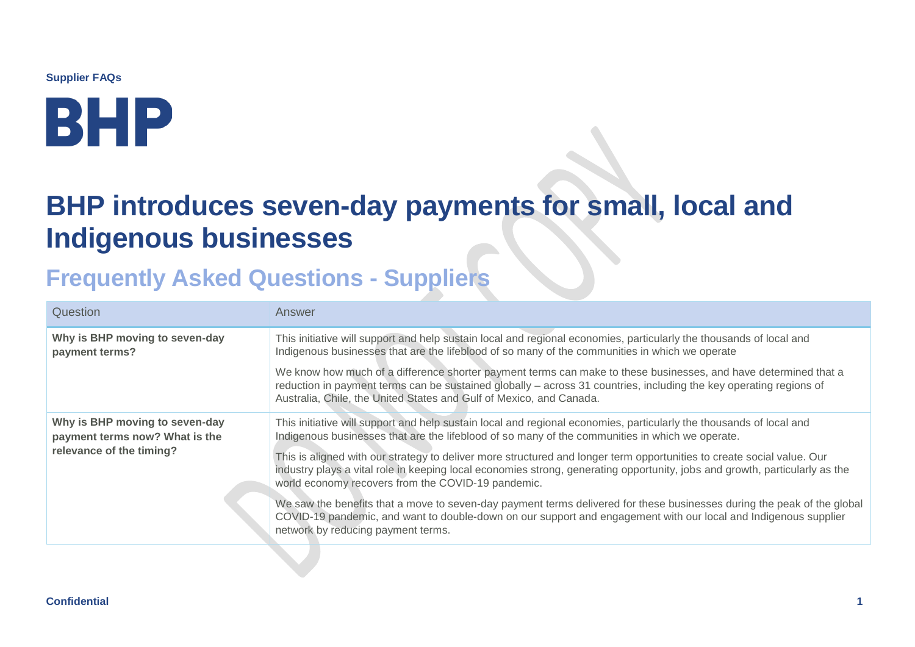**Supplier FAQs**

# BHP introduces seven-day payments for small, local and Indigenous businesses

## Frequently Asked Questions - Suppliers

| Question | Answer |
| --- | --- |
| **Why is BHP moving to seven-day payment terms?** | This initiative will support and help sustain local and regional economies, particularly the thousands of local and Indigenous businesses that are the lifeblood of so many of the communities in which we operate<br><br>We know how much of a difference shorter payment terms can make to these businesses, and have determined that a reduction in payment terms can be sustained globally – across 31 countries, including the key operating regions of Australia, Chile, the United States and Gulf of Mexico, and Canada. |
| **Why is BHP moving to seven-day payment terms now? What is the relevance of the timing?** | This initiative will support and help sustain local and regional economies, particularly the thousands of local and Indigenous businesses that are the lifeblood of so many of the communities in which we operate.<br><br>This is aligned with our strategy to deliver more structured and longer term opportunities to create social value. Our industry plays a vital role in keeping local economies strong, generating opportunity, jobs and growth, particularly as the world economy recovers from the COVID-19 pandemic.<br><br>We saw the benefits that a move to seven-day payment terms delivered for these businesses during the peak of the global COVID-19 pandemic, and want to double-down on our support and engagement with our local and Indigenous supplier network by reducing payment terms. |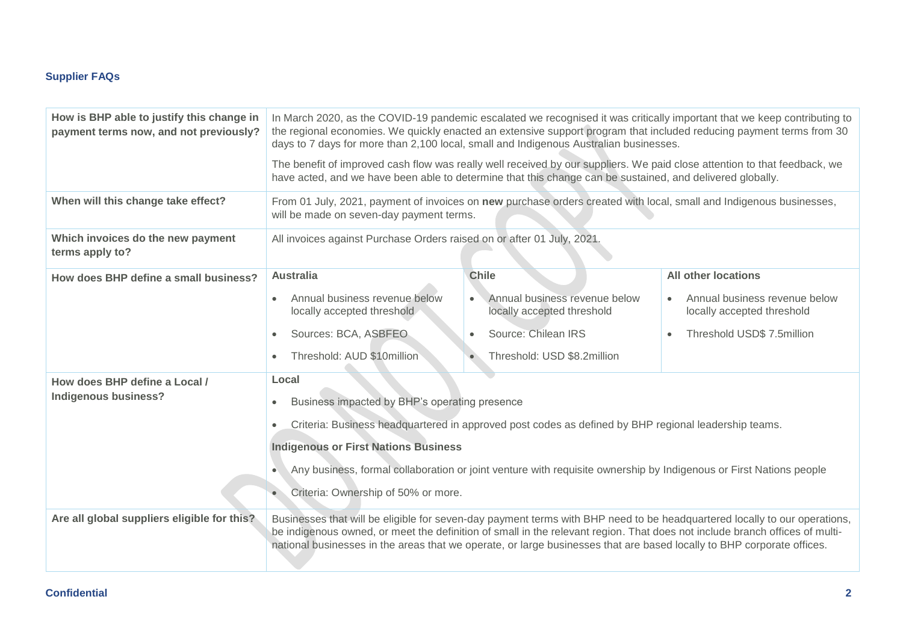**Supplier FAQs**

| | | | |
|---|---|---|---|
| **How is BHP able to justify this change in payment terms now, and not previously?** | In March 2020, as the COVID-19 pandemic escalated we recognised it was critically important that we keep contributing to the regional economies. We quickly enacted an extensive support program that included reducing payment terms from 30 days to 7 days for more than 2,100 local, small and Indigenous Australian businesses.<br><br>The benefit of improved cash flow was really well received by our suppliers. We paid close attention to that feedback, we have acted, and we have been able to determine that this change can be sustained, and delivered globally. | | |
| **When will this change take effect?** | From 01 July, 2021, payment of invoices on **new** purchase orders created with local, small and Indigenous businesses, will be made on seven-day payment terms. | | |
| **Which invoices do the new payment terms apply to?** | All invoices against Purchase Orders raised on or after 01 July, 2021. | | |
| **How does BHP define a small business?** | **Australia**<br>• Annual business revenue below locally accepted threshold<br>• Sources: BCA, ASBFEO<br>• Threshold: AUD $10million | **Chile**<br>• Annual business revenue below locally accepted threshold<br>• Source: Chilean IRS<br>• Threshold: USD $8.2million | **All other locations**<br>• Annual business revenue below locally accepted threshold<br>• Threshold USD$ 7.5million |
| **How does BHP define a Local / Indigenous business?** | **Local**<br>• Business impacted by BHP's operating presence<br>• Criteria: Business headquartered in approved post codes as defined by BHP regional leadership teams.<br>**Indigenous or First Nations Business**<br>• Any business, formal collaboration or joint venture with requisite ownership by Indigenous or First Nations people<br>• Criteria: Ownership of 50% or more. | | |
| **Are all global suppliers eligible for this?** | Businesses that will be eligible for seven-day payment terms with BHP need to be headquartered locally to our operations, be indigenous owned, or meet the definition of small in the relevant region. That does not include branch offices of multi-national businesses in the areas that we operate, or large businesses that are based locally to BHP corporate offices. | | |

Confidential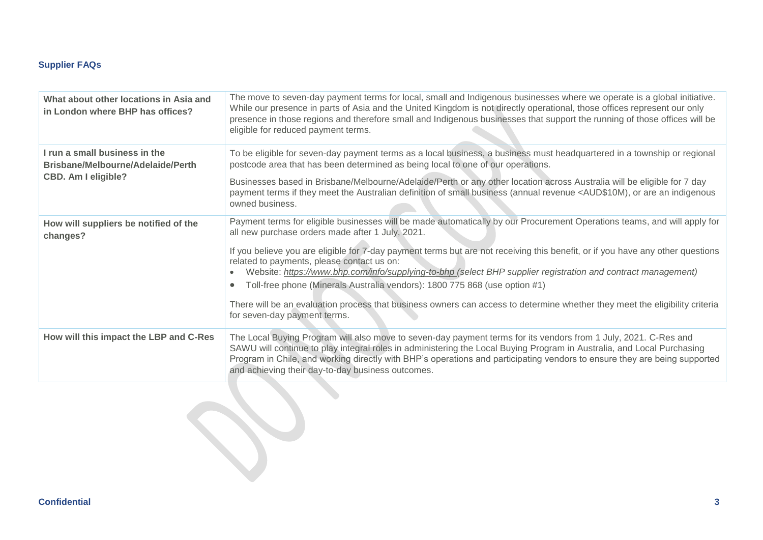**Supplier FAQs**

| | |
|---|---|
| **What about other locations in Asia and in London where BHP has offices?** | The move to seven-day payment terms for local, small and Indigenous businesses where we operate is a global initiative. While our presence in parts of Asia and the United Kingdom is not directly operational, those offices represent our only presence in those regions and therefore small and Indigenous businesses that support the running of those offices will be eligible for reduced payment terms. |
| **I run a small business in the Brisbane/Melbourne/Adelaide/Perth CBD. Am I eligible?** | To be eligible for seven-day payment terms as a local business, a business must headquartered in a township or regional postcode area that has been determined as being local to one of our operations.<br><br>Businesses based in Brisbane/Melbourne/Adelaide/Perth or any other location across Australia will be eligible for 7 day payment terms if they meet the Australian definition of small business (annual revenue <AUD$10M), or are an indigenous owned business. |
| **How will suppliers be notified of the changes?** | Payment terms for eligible businesses will be made automatically by our Procurement Operations teams, and will apply for all new purchase orders made after 1 July, 2021.<br><br>If you believe you are eligible for 7-day payment terms but are not receiving this benefit, or if you have any other questions related to payments, please contact us on:<br>• Website: *https://www.bhp.com/info/supplying-to-bhp (select BHP supplier registration and contract management)*<br>• Toll-free phone (Minerals Australia vendors): 1800 775 868 (use option #1)<br><br>There will be an evaluation process that business owners can access to determine whether they meet the eligibility criteria for seven-day payment terms. |
| **How will this impact the LBP and C-Res** | The Local Buying Program will also move to seven-day payment terms for its vendors from 1 July, 2021. C-Res and SAWU will continue to play integral roles in administering the Local Buying Program in Australia, and Local Purchasing Program in Chile, and working directly with BHP's operations and participating vendors to ensure they are being supported and achieving their day-to-day business outcomes. |

**Confidential**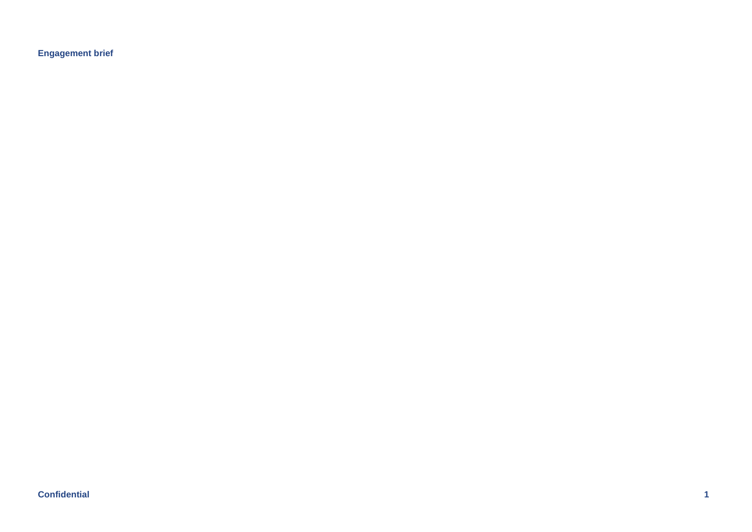**Engagement brief**